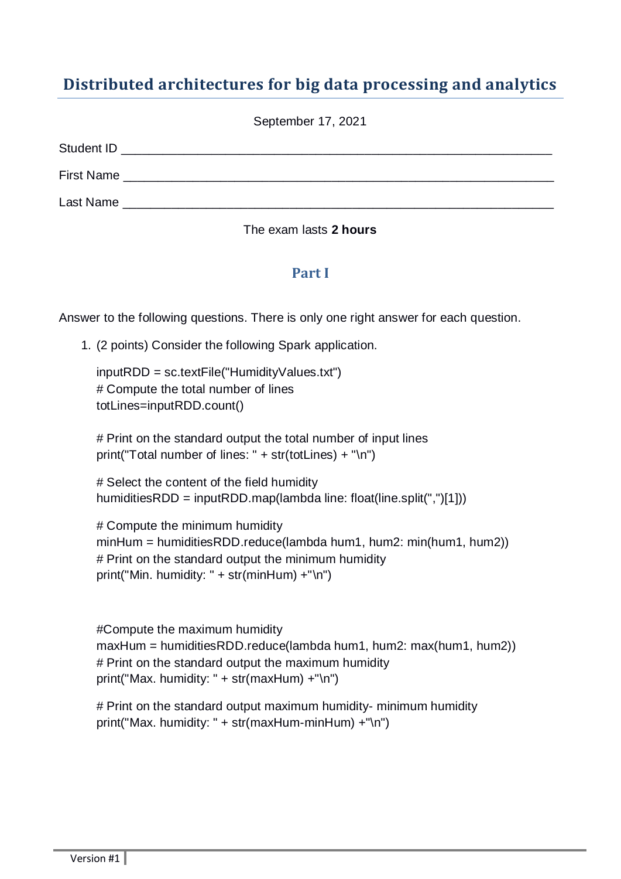# Distributed architectures for big data processing and analytics

September 17, 2021

Student ID ______________________________________________

First Name ______________________________________________

Last Name ______________________________________________

The exam lasts **2 hours**

## Part I

Answer to the following questions. There is only one right answer for each question.

1. (2 points) Consider the following Spark application.

```
inputRDD = sc.textFile("HumidityValues.txt")
# Compute the total number of lines
totLines=inputRDD.count()

# Print on the standard output the total number of input lines
print("Total number of lines: " + str(totLines) + "\n")

# Select the content of the field humidity
humiditiesRDD = inputRDD.map(lambda line: float(line.split(",")[1]))

# Compute the minimum humidity
minHum = humiditiesRDD.reduce(lambda hum1, hum2: min(hum1, hum2))
# Print on the standard output the minimum humidity
print("Min. humidity: " + str(minHum) +"\n")


#Compute the maximum humidity
maxHum = humiditiesRDD.reduce(lambda hum1, hum2: max(hum1, hum2))
# Print on the standard output the maximum humidity
print("Max. humidity: " + str(maxHum) +"\n")

# Print on the standard output maximum humidity- minimum humidity
print("Max. humidity: " + str(maxHum-minHum) +"\n")
```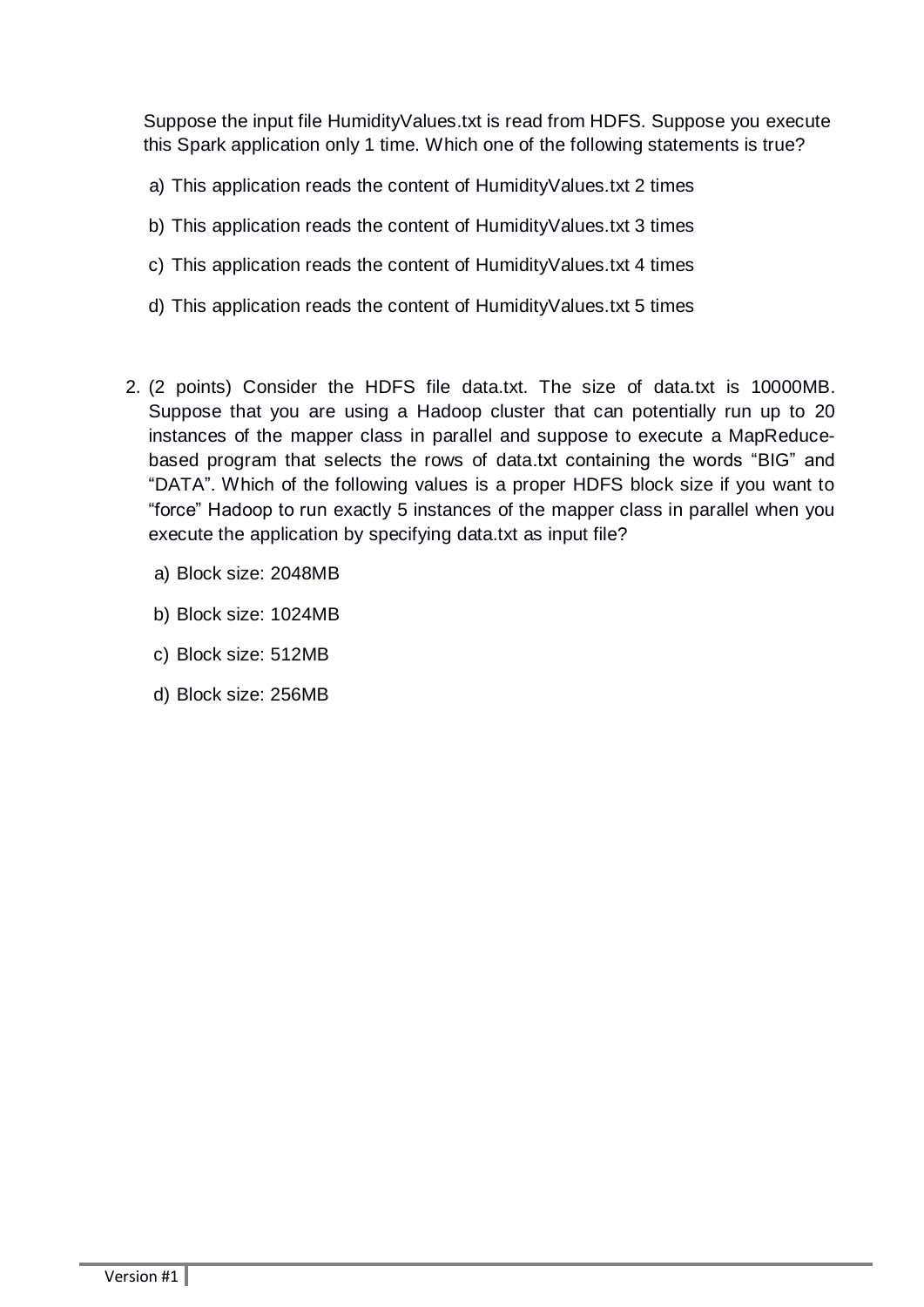Suppose the input file HumidityValues.txt is read from HDFS. Suppose you execute this Spark application only 1 time. Which one of the following statements is true?

a) This application reads the content of HumidityValues.txt 2 times

b) This application reads the content of HumidityValues.txt 3 times

c) This application reads the content of HumidityValues.txt 4 times

d) This application reads the content of HumidityValues.txt 5 times

2. (2 points) Consider the HDFS file data.txt. The size of data.txt is 10000MB. Suppose that you are using a Hadoop cluster that can potentially run up to 20 instances of the mapper class in parallel and suppose to execute a MapReduce-based program that selects the rows of data.txt containing the words “BIG” and “DATA”. Which of the following values is a proper HDFS block size if you want to “force” Hadoop to run exactly 5 instances of the mapper class in parallel when you execute the application by specifying data.txt as input file?

   a) Block size: 2048MB

   b) Block size: 1024MB

   c) Block size: 512MB

   d) Block size: 256MB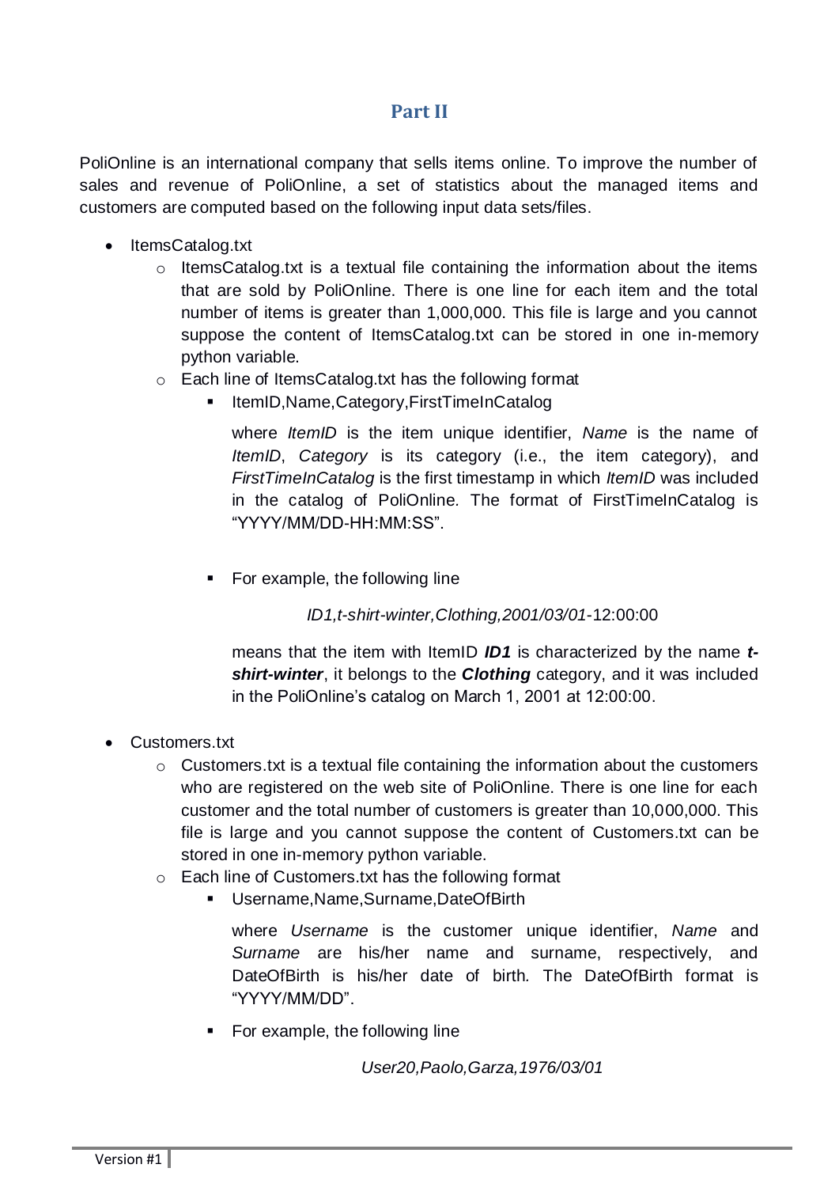## Part II

PoliOnline is an international company that sells items online. To improve the number of sales and revenue of PoliOnline, a set of statistics about the managed items and customers are computed based on the following input data sets/files.

- ItemsCatalog.txt
  - ItemsCatalog.txt is a textual file containing the information about the items that are sold by PoliOnline. There is one line for each item and the total number of items is greater than 1,000,000. This file is large and you cannot suppose the content of ItemsCatalog.txt can be stored in one in-memory python variable.
  - Each line of ItemsCatalog.txt has the following format
    - ItemID,Name,Category,FirstTimeInCatalog

      where *ItemID* is the item unique identifier, *Name* is the name of *ItemID*, *Category* is its category (i.e., the item category), and *FirstTimeInCatalog* is the first timestamp in which *ItemID* was included in the catalog of PoliOnline. The format of FirstTimeInCatalog is "YYYY/MM/DD-HH:MM:SS".

    - For example, the following line

      *ID1,t-shirt-winter,Clothing,2001/03/01*-12:00:00

      means that the item with ItemID ***ID1*** is characterized by the name ***t-shirt-winter***, it belongs to the ***Clothing*** category, and it was included in the PoliOnline's catalog on March 1, 2001 at 12:00:00.

- Customers.txt
  - Customers.txt is a textual file containing the information about the customers who are registered on the web site of PoliOnline. There is one line for each customer and the total number of customers is greater than 10,000,000. This file is large and you cannot suppose the content of Customers.txt can be stored in one in-memory python variable.
  - Each line of Customers.txt has the following format
    - Username,Name,Surname,DateOfBirth

      where *Username* is the customer unique identifier, *Name* and *Surname* are his/her name and surname, respectively, and DateOfBirth is his/her date of birth. The DateOfBirth format is "YYYY/MM/DD".

    - For example, the following line

      *User20,Paolo,Garza,1976/03/01*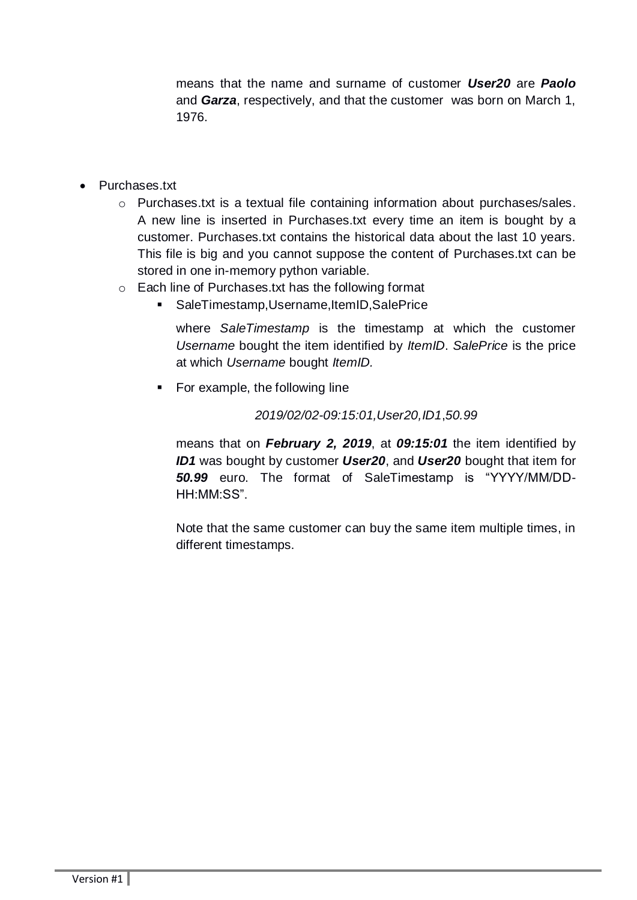means that the name and surname of customer ***User20*** are ***Paolo*** and ***Garza***, respectively, and that the customer was born on March 1, 1976.

- Purchases.txt
  - Purchases.txt is a textual file containing information about purchases/sales. A new line is inserted in Purchases.txt every time an item is bought by a customer. Purchases.txt contains the historical data about the last 10 years. This file is big and you cannot suppose the content of Purchases.txt can be stored in one in-memory python variable.
  - Each line of Purchases.txt has the following format
    - SaleTimestamp,Username,ItemID,SalePrice

      where *SaleTimestamp* is the timestamp at which the customer *Username* bought the item identified by *ItemID*. *SalePrice* is the price at which *Username* bought *ItemID.*

    - For example, the following line

      *2019/02/02-09:15:01,User20,ID1,50.99*

      means that on ***February 2, 2019***, at ***09:15:01*** the item identified by ***ID1*** was bought by customer ***User20***, and ***User20*** bought that item for ***50.99*** euro. The format of SaleTimestamp is "YYYY/MM/DD-HH:MM:SS".

      Note that the same customer can buy the same item multiple times, in different timestamps.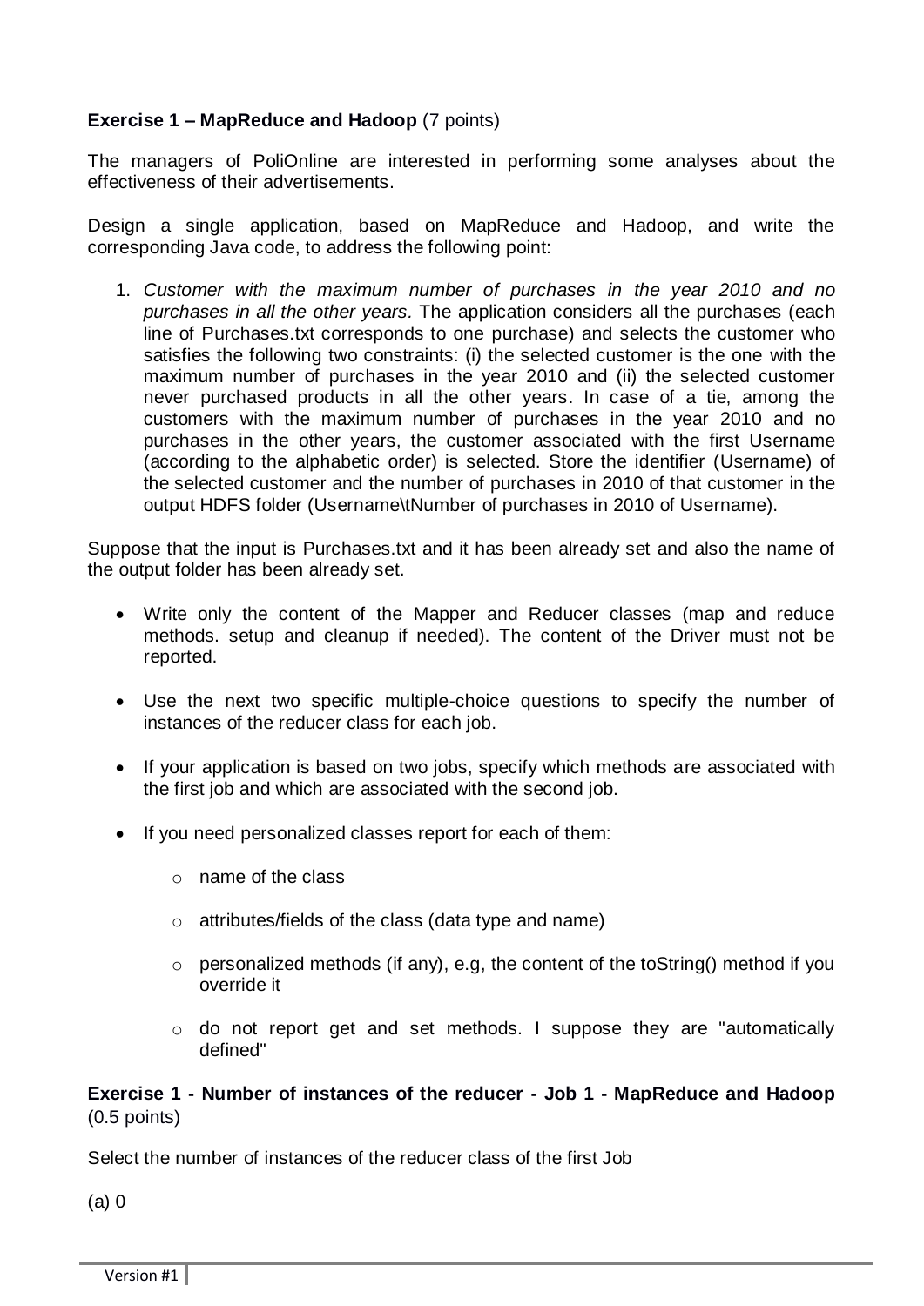**Exercise 1 – MapReduce and Hadoop** (7 points)

The managers of PoliOnline are interested in performing some analyses about the effectiveness of their advertisements.

Design a single application, based on MapReduce and Hadoop, and write the corresponding Java code, to address the following point:

1. *Customer with the maximum number of purchases in the year 2010 and no purchases in all the other years.* The application considers all the purchases (each line of Purchases.txt corresponds to one purchase) and selects the customer who satisfies the following two constraints: (i) the selected customer is the one with the maximum number of purchases in the year 2010 and (ii) the selected customer never purchased products in all the other years. In case of a tie, among the customers with the maximum number of purchases in the year 2010 and no purchases in the other years, the customer associated with the first Username (according to the alphabetic order) is selected. Store the identifier (Username) of the selected customer and the number of purchases in 2010 of that customer in the output HDFS folder (Username\tNumber of purchases in 2010 of Username).

Suppose that the input is Purchases.txt and it has been already set and also the name of the output folder has been already set.

- Write only the content of the Mapper and Reducer classes (map and reduce methods. setup and cleanup if needed). The content of the Driver must not be reported.
- Use the next two specific multiple-choice questions to specify the number of instances of the reducer class for each job.
- If your application is based on two jobs, specify which methods are associated with the first job and which are associated with the second job.
- If you need personalized classes report for each of them:
  - name of the class
  - attributes/fields of the class (data type and name)
  - personalized methods (if any), e.g, the content of the toString() method if you override it
  - do not report get and set methods. I suppose they are "automatically defined"

**Exercise 1 - Number of instances of the reducer - Job 1 - MapReduce and Hadoop** (0.5 points)

Select the number of instances of the reducer class of the first Job

(a) 0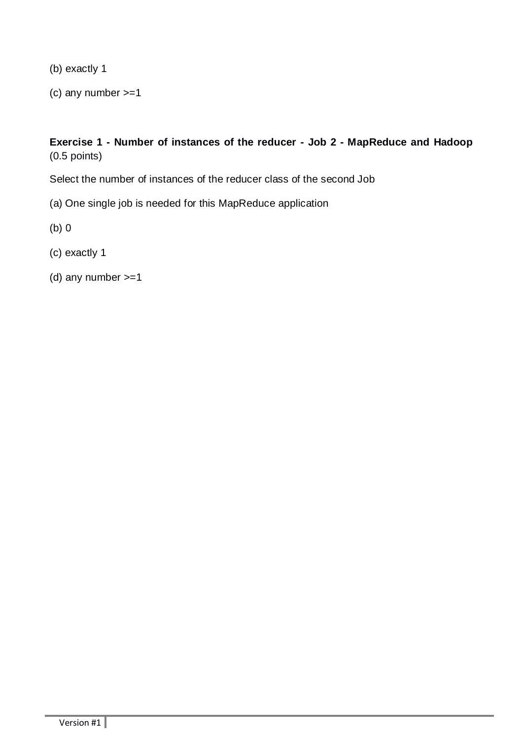(b) exactly 1

(c) any number >=1

**Exercise 1 - Number of instances of the reducer - Job 2 - MapReduce and Hadoop** (0.5 points)

Select the number of instances of the reducer class of the second Job

(a) One single job is needed for this MapReduce application

(b) 0

(c) exactly 1

(d) any number >=1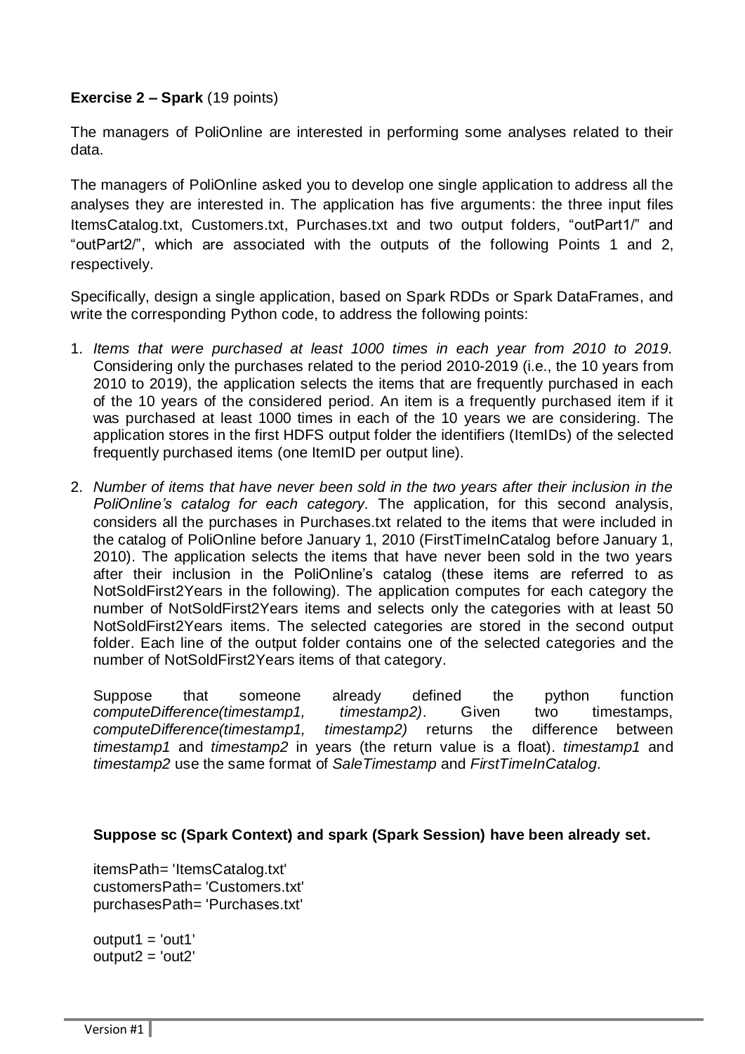**Exercise 2 – Spark** (19 points)

The managers of PoliOnline are interested in performing some analyses related to their data.

The managers of PoliOnline asked you to develop one single application to address all the analyses they are interested in. The application has five arguments: the three input files ItemsCatalog.txt, Customers.txt, Purchases.txt and two output folders, "outPart1/" and "outPart2/", which are associated with the outputs of the following Points 1 and 2, respectively.

Specifically, design a single application, based on Spark RDDs or Spark DataFrames, and write the corresponding Python code, to address the following points:

1. *Items that were purchased at least 1000 times in each year from 2010 to 2019.* Considering only the purchases related to the period 2010-2019 (i.e., the 10 years from 2010 to 2019), the application selects the items that are frequently purchased in each of the 10 years of the considered period. An item is a frequently purchased item if it was purchased at least 1000 times in each of the 10 years we are considering. The application stores in the first HDFS output folder the identifiers (ItemIDs) of the selected frequently purchased items (one ItemID per output line).

2. *Number of items that have never been sold in the two years after their inclusion in the PoliOnline's catalog for each category.* The application, for this second analysis, considers all the purchases in Purchases.txt related to the items that were included in the catalog of PoliOnline before January 1, 2010 (FirstTimeInCatalog before January 1, 2010). The application selects the items that have never been sold in the two years after their inclusion in the PoliOnline's catalog (these items are referred to as NotSoldFirst2Years in the following). The application computes for each category the number of NotSoldFirst2Years items and selects only the categories with at least 50 NotSoldFirst2Years items. The selected categories are stored in the second output folder. Each line of the output folder contains one of the selected categories and the number of NotSoldFirst2Years items of that category.

   Suppose that someone already defined the python function *computeDifference(timestamp1, timestamp2)*. Given two timestamps, *computeDifference(timestamp1, timestamp2)* returns the difference between *timestamp1* and *timestamp2* in years (the return value is a float). *timestamp1* and *timestamp2* use the same format of *SaleTimestamp* and *FirstTimeInCatalog*.

**Suppose sc (Spark Context) and spark (Spark Session) have been already set.**

```
itemsPath= 'ItemsCatalog.txt'
customersPath= 'Customers.txt'
purchasesPath= 'Purchases.txt'

output1 = 'out1'
output2 = 'out2'
```